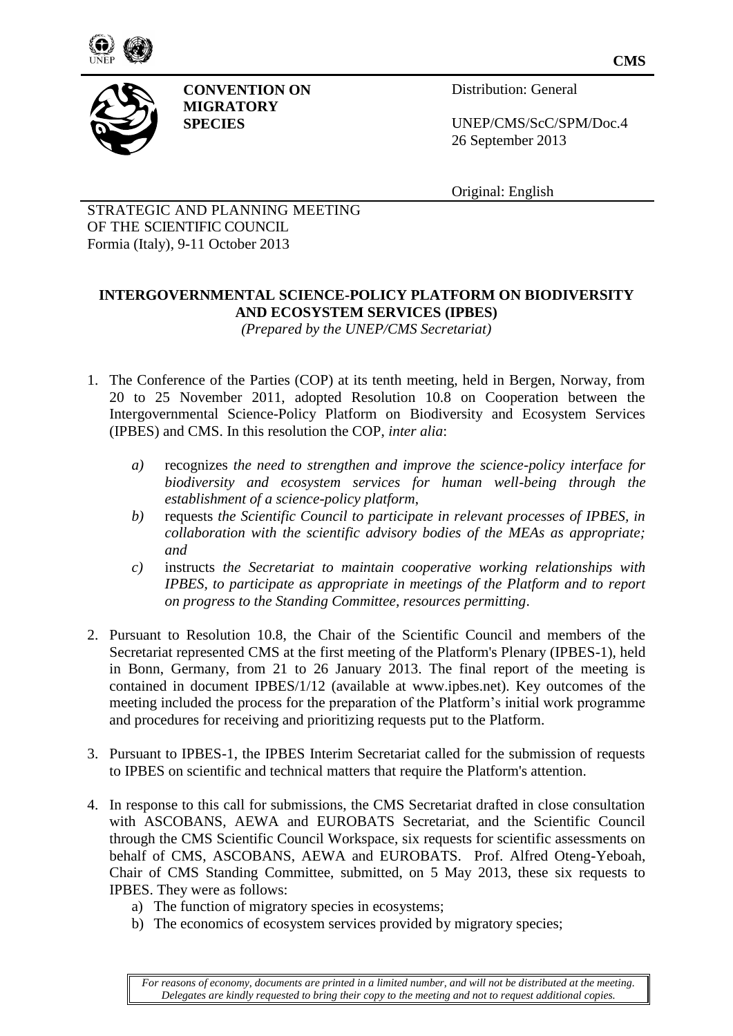**CMS**

**CONVENTION ON MIGRATORY SPECIES**

Distribution: General

UNEP/CMS/ScC/SPM/Doc.4
26 September 2013

Original: English

STRATEGIC AND PLANNING MEETING
OF THE SCIENTIFIC COUNCIL
Formia (Italy), 9-11 October 2013

## INTERGOVERNMENTAL SCIENCE-POLICY PLATFORM ON BIODIVERSITY AND ECOSYSTEM SERVICES (IPBES)

*(Prepared by the UNEP/CMS Secretariat)*

1. The Conference of the Parties (COP) at its tenth meeting, held in Bergen, Norway, from 20 to 25 November 2011, adopted Resolution 10.8 on Cooperation between the Intergovernmental Science-Policy Platform on Biodiversity and Ecosystem Services (IPBES) and CMS. In this resolution the COP, *inter alia*:

   *a)* recognizes *the need to strengthen and improve the science-policy interface for biodiversity and ecosystem services for human well-being through the establishment of a science-policy platform,*

   *b)* requests *the Scientific Council to participate in relevant processes of IPBES, in collaboration with the scientific advisory bodies of the MEAs as appropriate; and*

   *c)* instructs *the Secretariat to maintain cooperative working relationships with IPBES, to participate as appropriate in meetings of the Platform and to report on progress to the Standing Committee, resources permitting*.

2. Pursuant to Resolution 10.8, the Chair of the Scientific Council and members of the Secretariat represented CMS at the first meeting of the Platform's Plenary (IPBES-1), held in Bonn, Germany, from 21 to 26 January 2013. The final report of the meeting is contained in document IPBES/1/12 (available at www.ipbes.net). Key outcomes of the meeting included the process for the preparation of the Platform's initial work programme and procedures for receiving and prioritizing requests put to the Platform.

3. Pursuant to IPBES-1, the IPBES Interim Secretariat called for the submission of requests to IPBES on scientific and technical matters that require the Platform's attention.

4. In response to this call for submissions, the CMS Secretariat drafted in close consultation with ASCOBANS, AEWA and EUROBATS Secretariat, and the Scientific Council through the CMS Scientific Council Workspace, six requests for scientific assessments on behalf of CMS, ASCOBANS, AEWA and EUROBATS. Prof. Alfred Oteng-Yeboah, Chair of CMS Standing Committee, submitted, on 5 May 2013, these six requests to IPBES. They were as follows:

   a) The function of migratory species in ecosystems;
   b) The economics of ecosystem services provided by migratory species;

*For reasons of economy, documents are printed in a limited number, and will not be distributed at the meeting. Delegates are kindly requested to bring their copy to the meeting and not to request additional copies.*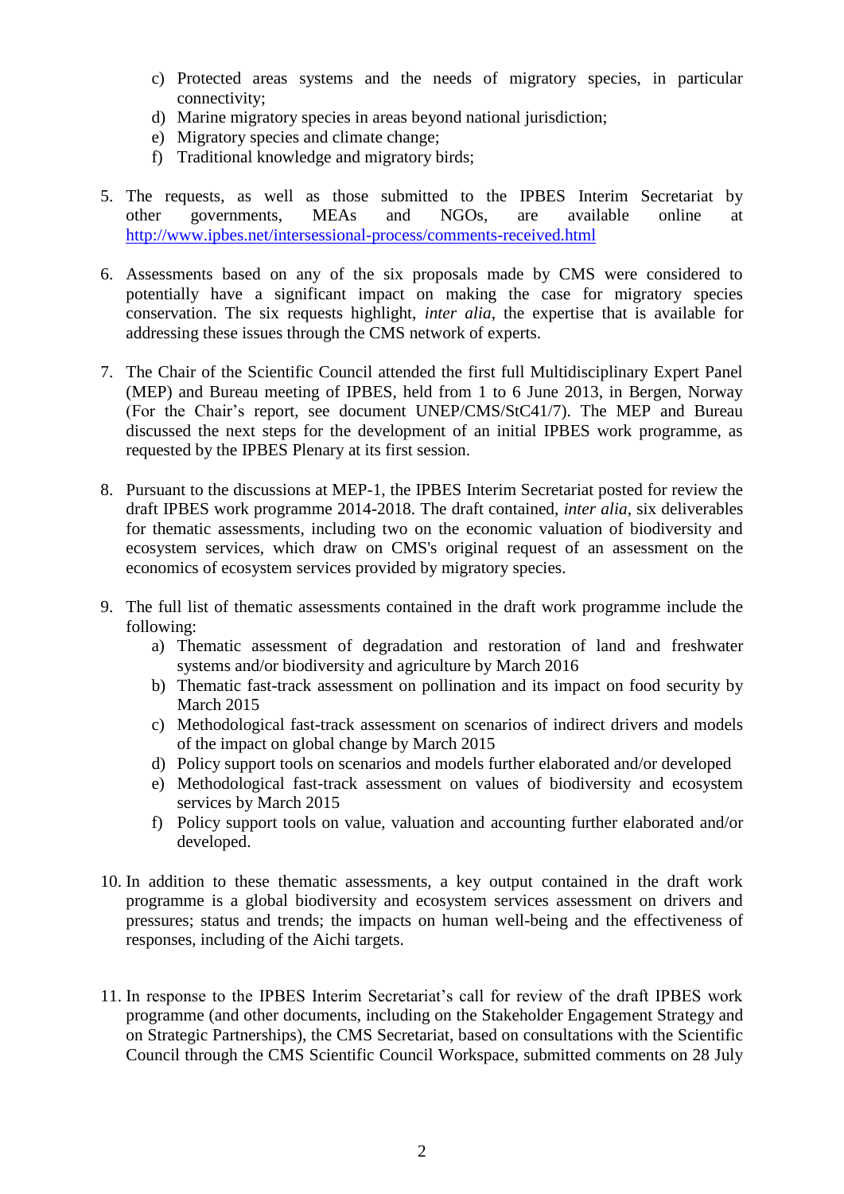c) Protected areas systems and the needs of migratory species, in particular connectivity;
d) Marine migratory species in areas beyond national jurisdiction;
e) Migratory species and climate change;
f) Traditional knowledge and migratory birds;

5. The requests, as well as those submitted to the IPBES Interim Secretariat by other governments, MEAs and NGOs, are available online at http://www.ipbes.net/intersessional-process/comments-received.html

6. Assessments based on any of the six proposals made by CMS were considered to potentially have a significant impact on making the case for migratory species conservation. The six requests highlight, *inter alia*, the expertise that is available for addressing these issues through the CMS network of experts.

7. The Chair of the Scientific Council attended the first full Multidisciplinary Expert Panel (MEP) and Bureau meeting of IPBES, held from 1 to 6 June 2013, in Bergen, Norway (For the Chair's report, see document UNEP/CMS/StC41/7). The MEP and Bureau discussed the next steps for the development of an initial IPBES work programme, as requested by the IPBES Plenary at its first session.

8. Pursuant to the discussions at MEP-1, the IPBES Interim Secretariat posted for review the draft IPBES work programme 2014-2018. The draft contained, *inter alia*, six deliverables for thematic assessments, including two on the economic valuation of biodiversity and ecosystem services, which draw on CMS's original request of an assessment on the economics of ecosystem services provided by migratory species.

9. The full list of thematic assessments contained in the draft work programme include the following:
   a) Thematic assessment of degradation and restoration of land and freshwater systems and/or biodiversity and agriculture by March 2016
   b) Thematic fast-track assessment on pollination and its impact on food security by March 2015
   c) Methodological fast-track assessment on scenarios of indirect drivers and models of the impact on global change by March 2015
   d) Policy support tools on scenarios and models further elaborated and/or developed
   e) Methodological fast-track assessment on values of biodiversity and ecosystem services by March 2015
   f) Policy support tools on value, valuation and accounting further elaborated and/or developed.

10. In addition to these thematic assessments, a key output contained in the draft work programme is a global biodiversity and ecosystem services assessment on drivers and pressures; status and trends; the impacts on human well-being and the effectiveness of responses, including of the Aichi targets.

11. In response to the IPBES Interim Secretariat's call for review of the draft IPBES work programme (and other documents, including on the Stakeholder Engagement Strategy and on Strategic Partnerships), the CMS Secretariat, based on consultations with the Scientific Council through the CMS Scientific Council Workspace, submitted comments on 28 July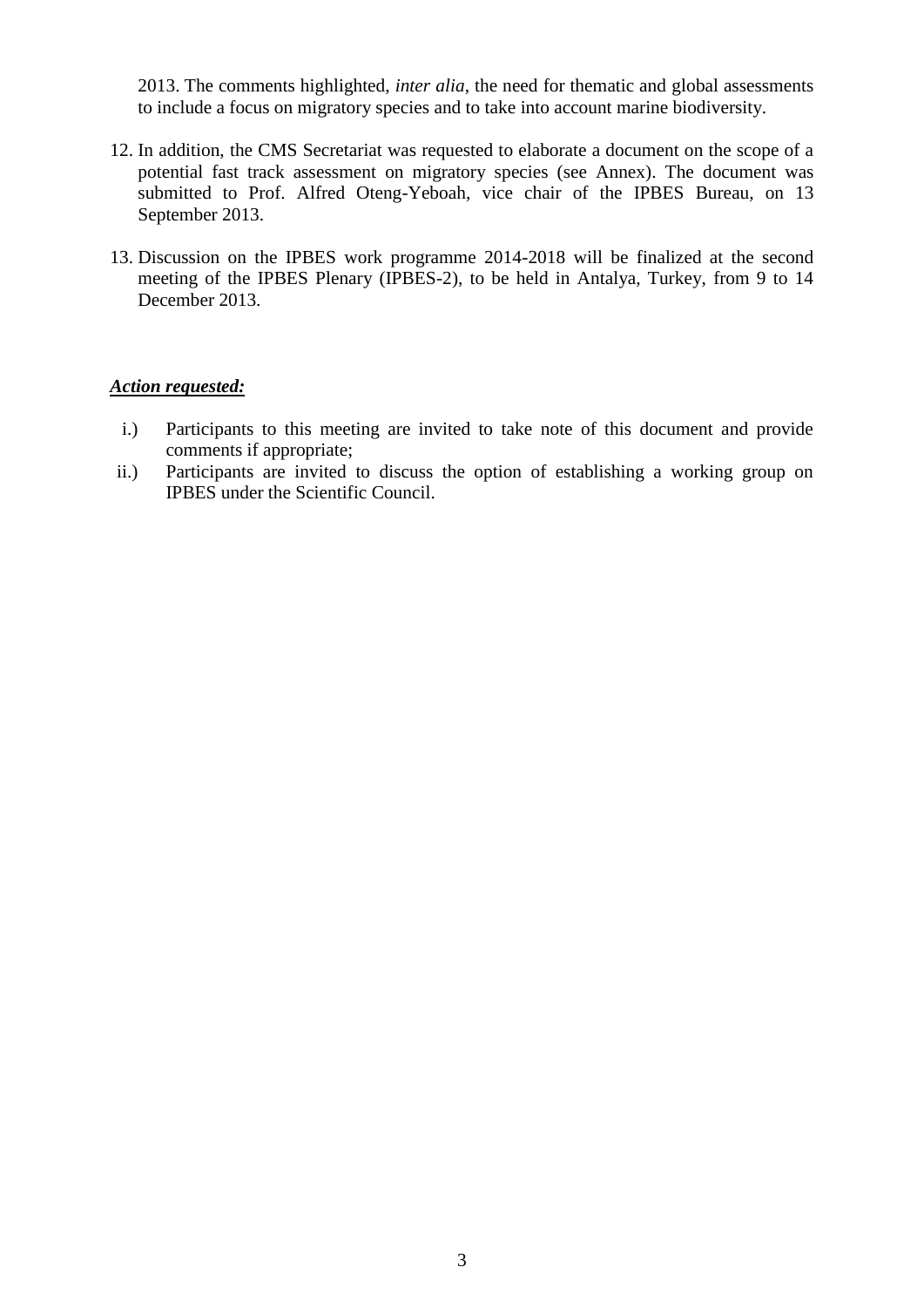2013. The comments highlighted, *inter alia*, the need for thematic and global assessments to include a focus on migratory species and to take into account marine biodiversity.

12. In addition, the CMS Secretariat was requested to elaborate a document on the scope of a potential fast track assessment on migratory species (see Annex). The document was submitted to Prof. Alfred Oteng-Yeboah, vice chair of the IPBES Bureau, on 13 September 2013.

13. Discussion on the IPBES work programme 2014-2018 will be finalized at the second meeting of the IPBES Plenary (IPBES-2), to be held in Antalya, Turkey, from 9 to 14 December 2013.

***Action requested:***

i.) Participants to this meeting are invited to take note of this document and provide comments if appropriate;

ii.) Participants are invited to discuss the option of establishing a working group on IPBES under the Scientific Council.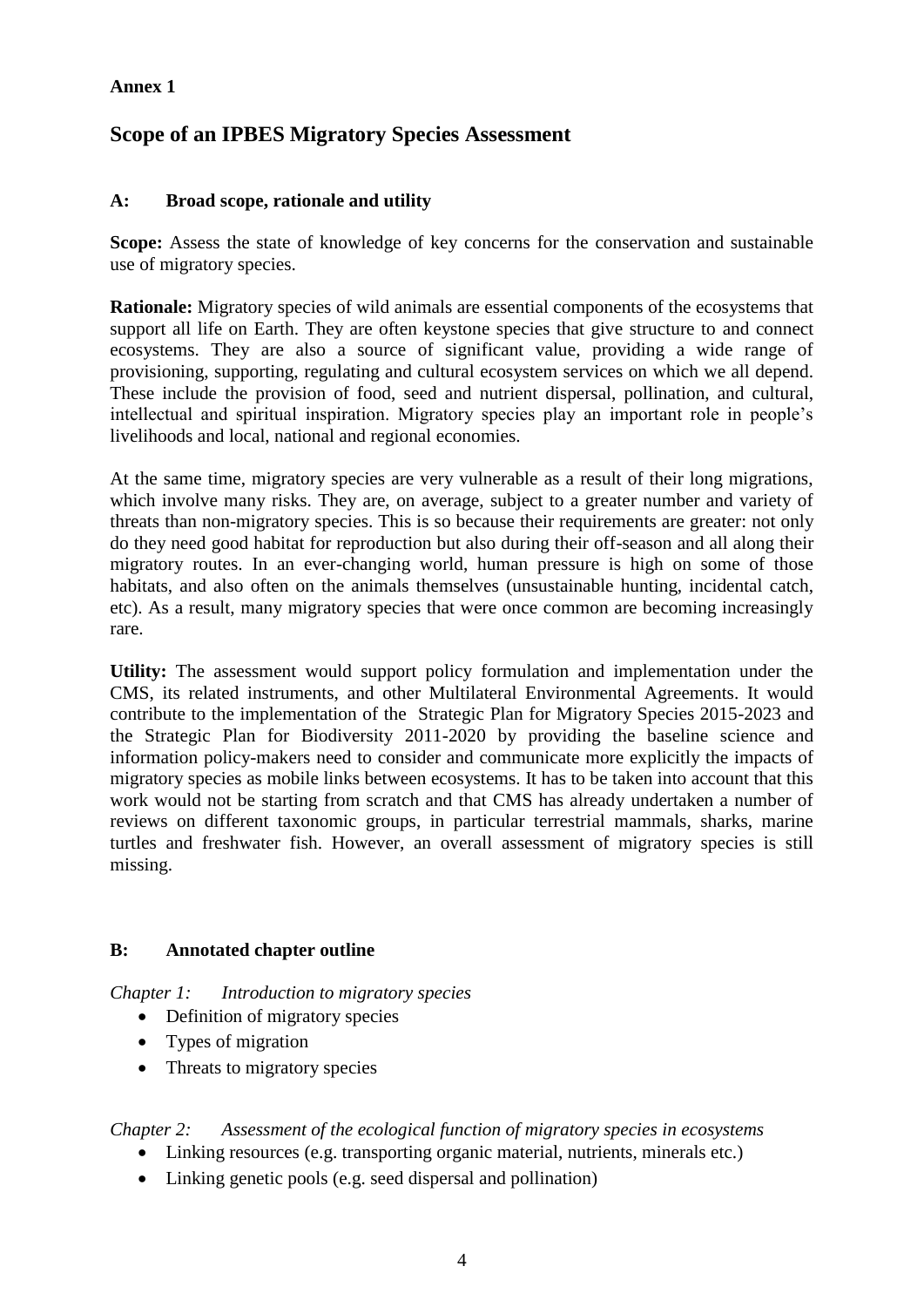**Annex 1**

# Scope of an IPBES Migratory Species Assessment

## A: Broad scope, rationale and utility

**Scope:** Assess the state of knowledge of key concerns for the conservation and sustainable use of migratory species.

**Rationale:** Migratory species of wild animals are essential components of the ecosystems that support all life on Earth. They are often keystone species that give structure to and connect ecosystems. They are also a source of significant value, providing a wide range of provisioning, supporting, regulating and cultural ecosystem services on which we all depend. These include the provision of food, seed and nutrient dispersal, pollination, and cultural, intellectual and spiritual inspiration. Migratory species play an important role in people's livelihoods and local, national and regional economies.

At the same time, migratory species are very vulnerable as a result of their long migrations, which involve many risks. They are, on average, subject to a greater number and variety of threats than non-migratory species. This is so because their requirements are greater: not only do they need good habitat for reproduction but also during their off-season and all along their migratory routes. In an ever-changing world, human pressure is high on some of those habitats, and also often on the animals themselves (unsustainable hunting, incidental catch, etc). As a result, many migratory species that were once common are becoming increasingly rare.

**Utility:** The assessment would support policy formulation and implementation under the CMS, its related instruments, and other Multilateral Environmental Agreements. It would contribute to the implementation of the Strategic Plan for Migratory Species 2015-2023 and the Strategic Plan for Biodiversity 2011-2020 by providing the baseline science and information policy-makers need to consider and communicate more explicitly the impacts of migratory species as mobile links between ecosystems. It has to be taken into account that this work would not be starting from scratch and that CMS has already undertaken a number of reviews on different taxonomic groups, in particular terrestrial mammals, sharks, marine turtles and freshwater fish. However, an overall assessment of migratory species is still missing.

## B: Annotated chapter outline

*Chapter 1: Introduction to migratory species*

- Definition of migratory species
- Types of migration
- Threats to migratory species

*Chapter 2: Assessment of the ecological function of migratory species in ecosystems*

- Linking resources (e.g. transporting organic material, nutrients, minerals etc.)
- Linking genetic pools (e.g. seed dispersal and pollination)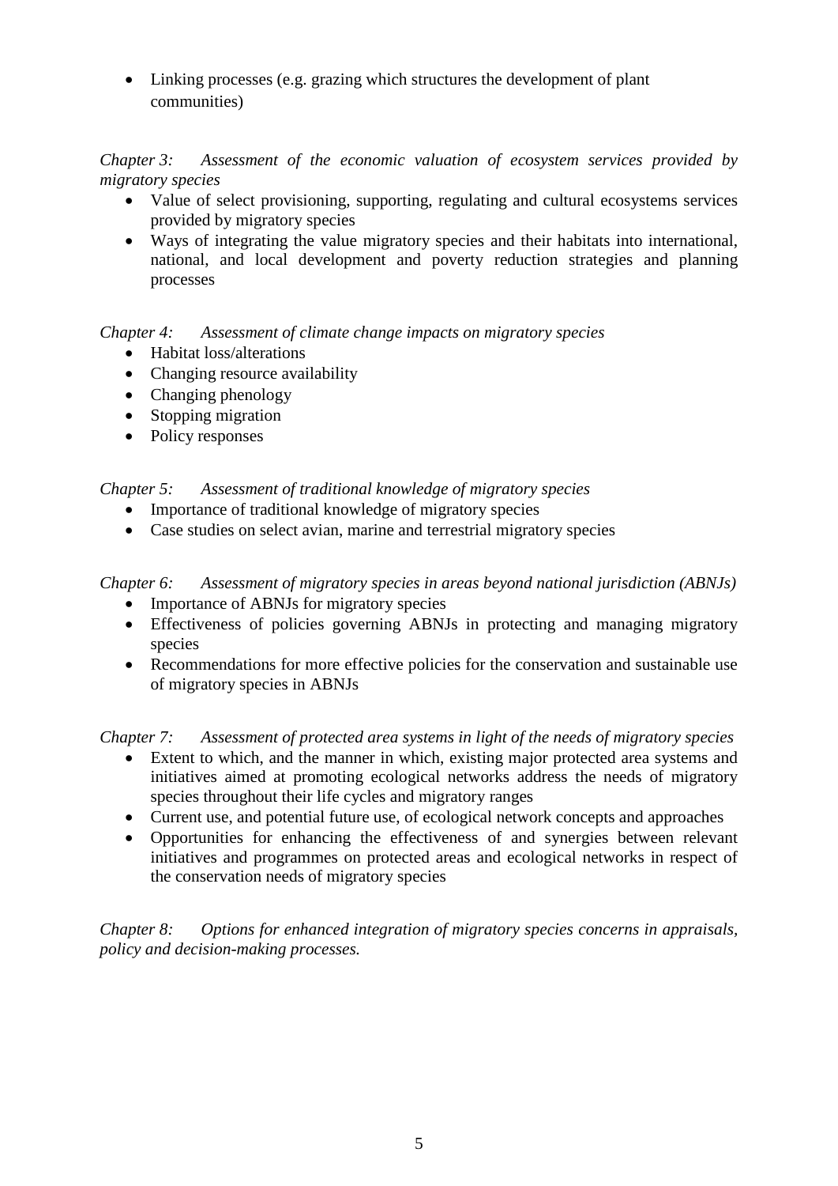- Linking processes (e.g. grazing which structures the development of plant communities)

*Chapter 3: Assessment of the economic valuation of ecosystem services provided by migratory species*

- Value of select provisioning, supporting, regulating and cultural ecosystems services provided by migratory species
- Ways of integrating the value migratory species and their habitats into international, national, and local development and poverty reduction strategies and planning processes

*Chapter 4: Assessment of climate change impacts on migratory species*

- Habitat loss/alterations
- Changing resource availability
- Changing phenology
- Stopping migration
- Policy responses

*Chapter 5: Assessment of traditional knowledge of migratory species*

- Importance of traditional knowledge of migratory species
- Case studies on select avian, marine and terrestrial migratory species

*Chapter 6: Assessment of migratory species in areas beyond national jurisdiction (ABNJs)*

- Importance of ABNJs for migratory species
- Effectiveness of policies governing ABNJs in protecting and managing migratory species
- Recommendations for more effective policies for the conservation and sustainable use of migratory species in ABNJs

*Chapter 7: Assessment of protected area systems in light of the needs of migratory species*

- Extent to which, and the manner in which, existing major protected area systems and initiatives aimed at promoting ecological networks address the needs of migratory species throughout their life cycles and migratory ranges
- Current use, and potential future use, of ecological network concepts and approaches
- Opportunities for enhancing the effectiveness of and synergies between relevant initiatives and programmes on protected areas and ecological networks in respect of the conservation needs of migratory species

*Chapter 8: Options for enhanced integration of migratory species concerns in appraisals, policy and decision-making processes.*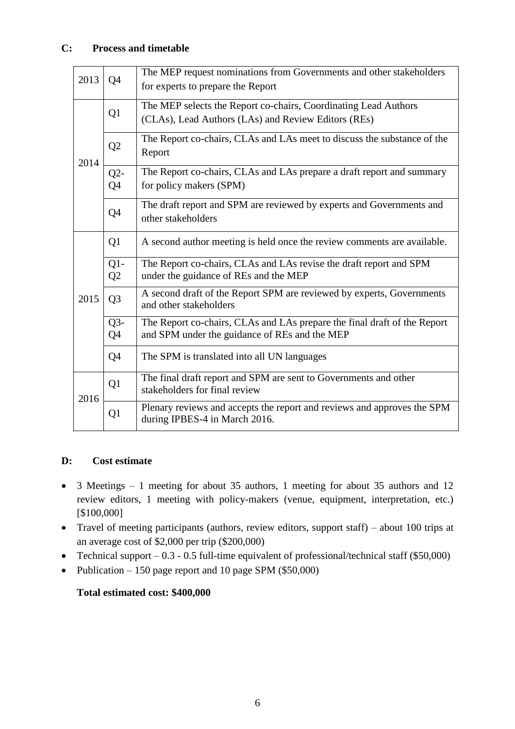## C: Process and timetable

| | | |
|---|---|---|
| 2013 | Q4 | The MEP request nominations from Governments and other stakeholders for experts to prepare the Report |
| 2014 | Q1 | The MEP selects the Report co-chairs, Coordinating Lead Authors (CLAs), Lead Authors (LAs) and Review Editors (REs) |
| | Q2 | The Report co-chairs, CLAs and LAs meet to discuss the substance of the Report |
| | Q2-Q4 | The Report co-chairs, CLAs and LAs prepare a draft report and summary for policy makers (SPM) |
| | Q4 | The draft report and SPM are reviewed by experts and Governments and other stakeholders |
| 2015 | Q1 | A second author meeting is held once the review comments are available. |
| | Q1-Q2 | The Report co-chairs, CLAs and LAs revise the draft report and SPM under the guidance of REs and the MEP |
| | Q3 | A second draft of the Report SPM are reviewed by experts, Governments and other stakeholders |
| | Q3-Q4 | The Report co-chairs, CLAs and LAs prepare the final draft of the Report and SPM under the guidance of REs and the MEP |
| | Q4 | The SPM is translated into all UN languages |
| 2016 | Q1 | The final draft report and SPM are sent to Governments and other stakeholders for final review |
| | Q1 | Plenary reviews and accepts the report and reviews and approves the SPM during IPBES-4 in March 2016. |

## D: Cost estimate

- 3 Meetings – 1 meeting for about 35 authors, 1 meeting for about 35 authors and 12 review editors, 1 meeting with policy-makers (venue, equipment, interpretation, etc.) [$100,000]
- Travel of meeting participants (authors, review editors, support staff) – about 100 trips at an average cost of $2,000 per trip ($200,000)
- Technical support – 0.3 - 0.5 full-time equivalent of professional/technical staff ($50,000)
- Publication – 150 page report and 10 page SPM ($50,000)

**Total estimated cost: $400,000**